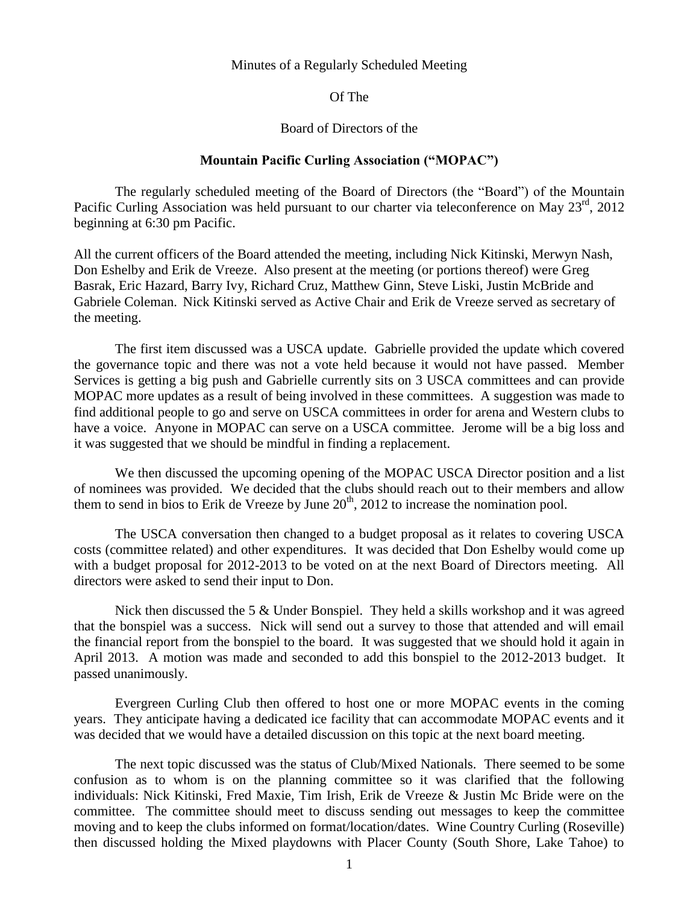Minutes of a Regularly Scheduled Meeting

Of The

Board of Directors of the

**Mountain Pacific Curling Association ("MOPAC")**

The regularly scheduled meeting of the Board of Directors (the "Board") of the Mountain Pacific Curling Association was held pursuant to our charter via teleconference on May 23rd, 2012 beginning at 6:30 pm Pacific.

All the current officers of the Board attended the meeting, including Nick Kitinski, Merwyn Nash, Don Eshelby and Erik de Vreeze. Also present at the meeting (or portions thereof) were Greg Basrak, Eric Hazard, Barry Ivy, Richard Cruz, Matthew Ginn, Steve Liski, Justin McBride and Gabriele Coleman. Nick Kitinski served as Active Chair and Erik de Vreeze served as secretary of the meeting.

The first item discussed was a USCA update. Gabrielle provided the update which covered the governance topic and there was not a vote held because it would not have passed. Member Services is getting a big push and Gabrielle currently sits on 3 USCA committees and can provide MOPAC more updates as a result of being involved in these committees. A suggestion was made to find additional people to go and serve on USCA committees in order for arena and Western clubs to have a voice. Anyone in MOPAC can serve on a USCA committee. Jerome will be a big loss and it was suggested that we should be mindful in finding a replacement.

We then discussed the upcoming opening of the MOPAC USCA Director position and a list of nominees was provided. We decided that the clubs should reach out to their members and allow them to send in bios to Erik de Vreeze by June 20th, 2012 to increase the nomination pool.

The USCA conversation then changed to a budget proposal as it relates to covering USCA costs (committee related) and other expenditures. It was decided that Don Eshelby would come up with a budget proposal for 2012-2013 to be voted on at the next Board of Directors meeting. All directors were asked to send their input to Don.

Nick then discussed the 5 & Under Bonspiel. They held a skills workshop and it was agreed that the bonspiel was a success. Nick will send out a survey to those that attended and will email the financial report from the bonspiel to the board. It was suggested that we should hold it again in April 2013. A motion was made and seconded to add this bonspiel to the 2012-2013 budget. It passed unanimously.

Evergreen Curling Club then offered to host one or more MOPAC events in the coming years. They anticipate having a dedicated ice facility that can accommodate MOPAC events and it was decided that we would have a detailed discussion on this topic at the next board meeting.

The next topic discussed was the status of Club/Mixed Nationals. There seemed to be some confusion as to whom is on the planning committee so it was clarified that the following individuals: Nick Kitinski, Fred Maxie, Tim Irish, Erik de Vreeze & Justin Mc Bride were on the committee. The committee should meet to discuss sending out messages to keep the committee moving and to keep the clubs informed on format/location/dates. Wine Country Curling (Roseville) then discussed holding the Mixed playdowns with Placer County (South Shore, Lake Tahoe) to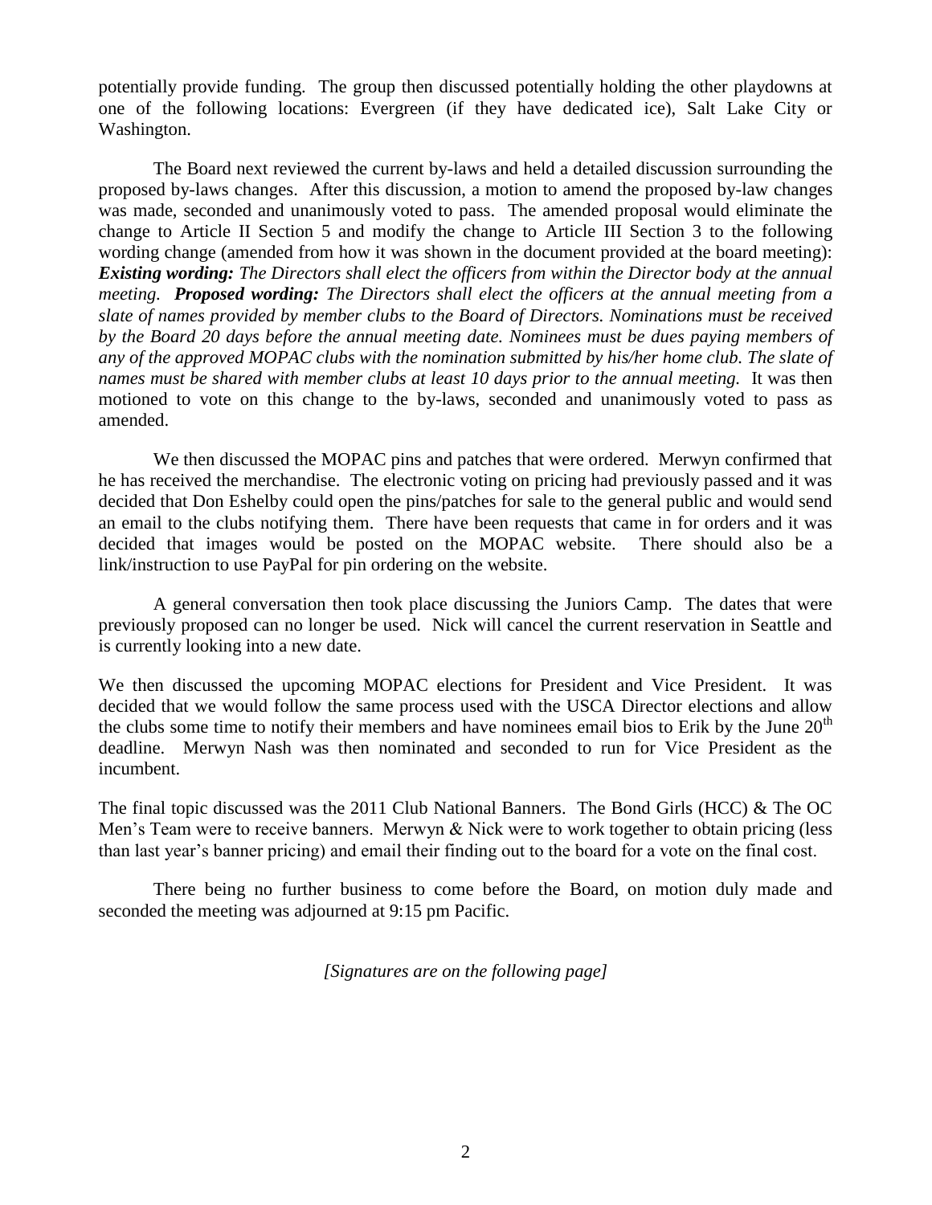potentially provide funding. The group then discussed potentially holding the other playdowns at one of the following locations: Evergreen (if they have dedicated ice), Salt Lake City or Washington.

The Board next reviewed the current by-laws and held a detailed discussion surrounding the proposed by-laws changes. After this discussion, a motion to amend the proposed by-law changes was made, seconded and unanimously voted to pass. The amended proposal would eliminate the change to Article II Section 5 and modify the change to Article III Section 3 to the following wording change (amended from how it was shown in the document provided at the board meeting): ***Existing wording:*** *The Directors shall elect the officers from within the Director body at the annual meeting.* ***Proposed wording:*** *The Directors shall elect the officers at the annual meeting from a slate of names provided by member clubs to the Board of Directors. Nominations must be received by the Board 20 days before the annual meeting date. Nominees must be dues paying members of any of the approved MOPAC clubs with the nomination submitted by his/her home club. The slate of names must be shared with member clubs at least 10 days prior to the annual meeting.* It was then motioned to vote on this change to the by-laws, seconded and unanimously voted to pass as amended.

We then discussed the MOPAC pins and patches that were ordered. Merwyn confirmed that he has received the merchandise. The electronic voting on pricing had previously passed and it was decided that Don Eshelby could open the pins/patches for sale to the general public and would send an email to the clubs notifying them. There have been requests that came in for orders and it was decided that images would be posted on the MOPAC website. There should also be a link/instruction to use PayPal for pin ordering on the website.

A general conversation then took place discussing the Juniors Camp. The dates that were previously proposed can no longer be used. Nick will cancel the current reservation in Seattle and is currently looking into a new date.

We then discussed the upcoming MOPAC elections for President and Vice President. It was decided that we would follow the same process used with the USCA Director elections and allow the clubs some time to notify their members and have nominees email bios to Erik by the June 20th deadline. Merwyn Nash was then nominated and seconded to run for Vice President as the incumbent.

The final topic discussed was the 2011 Club National Banners. The Bond Girls (HCC) & The OC Men's Team were to receive banners. Merwyn & Nick were to work together to obtain pricing (less than last year's banner pricing) and email their finding out to the board for a vote on the final cost.

There being no further business to come before the Board, on motion duly made and seconded the meeting was adjourned at 9:15 pm Pacific.

*[Signatures are on the following page]*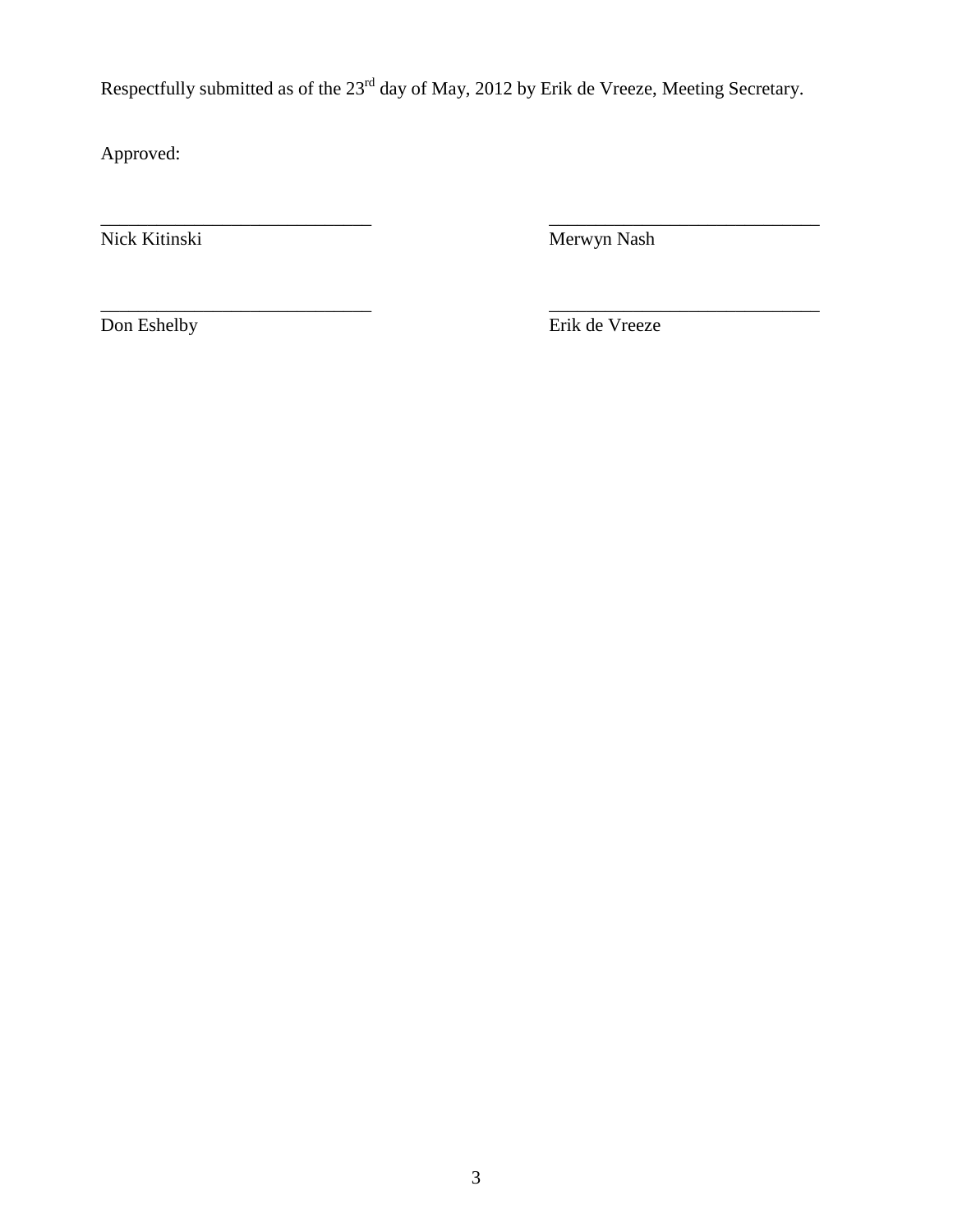Respectfully submitted as of the 23rd day of May, 2012 by Erik de Vreeze, Meeting Secretary.

Approved:

| | |
|---|---|
| ______________________________ | ______________________________ |
| Nick Kitinski | Merwyn Nash |
| ______________________________ | ______________________________ |
| Don Eshelby | Erik de Vreeze |